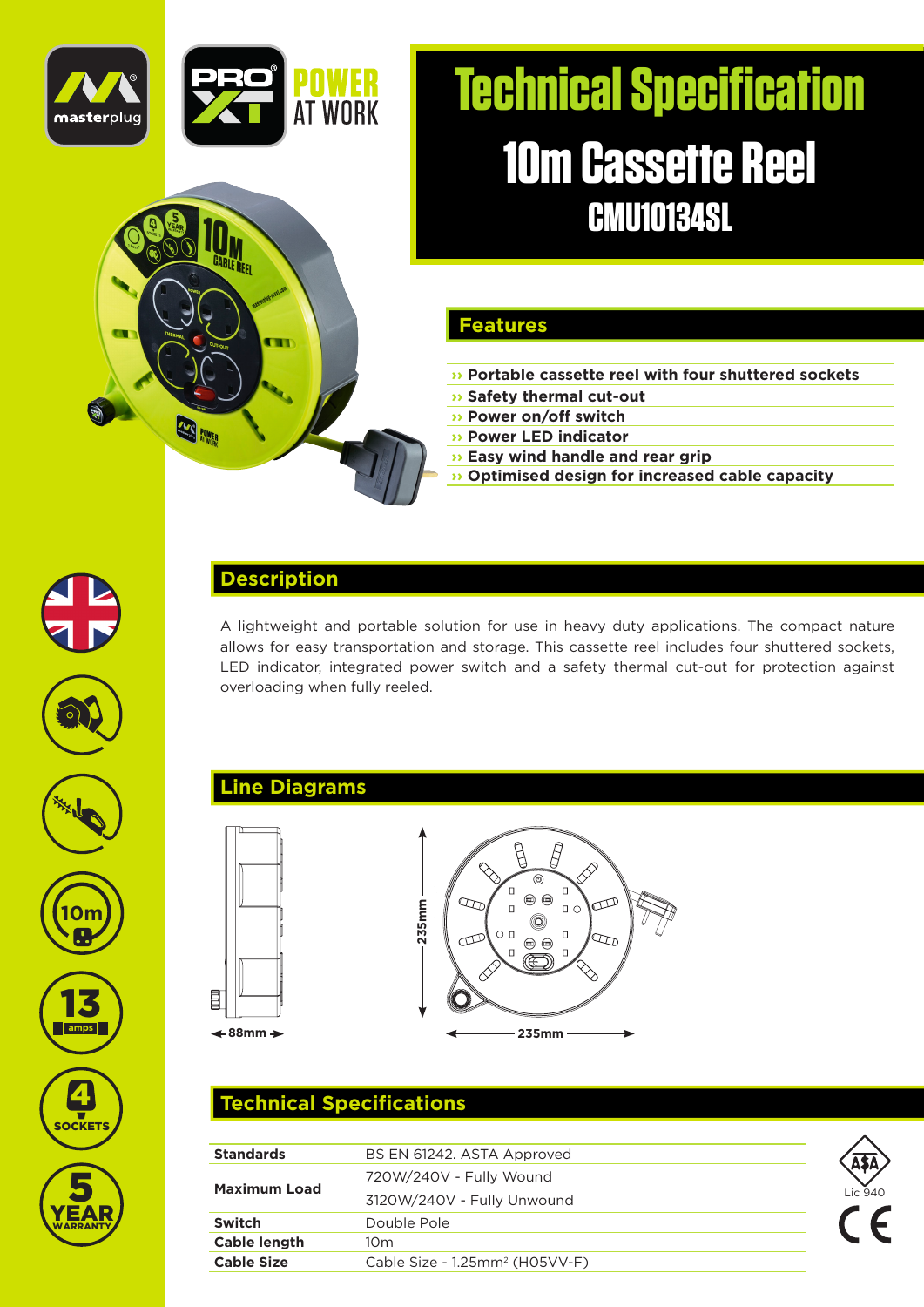# Technical Specification

## 10m Cassette Reel

### CMU10134SL

## Features

- Portable cassette reel with four shuttered sockets
- Safety thermal cut-out
- Power on/off switch
- Power LED indicator
- Easy wind handle and rear grip
- Optimised design for increased cable capacity

## Description

A lightweight and portable solution for use in heavy duty applications. The compact nature allows for easy transportation and storage. This cassette reel includes four shuttered sockets, LED indicator, integrated power switch and a safety thermal cut-out for protection against overloading when fully reeled.

## Line Diagrams

88mm

235mm

235mm

## Technical Specifications

| Standards | BS EN 61242. ASTA Approved |
|---|---|
| Maximum Load | 720W/240V - Fully Wound |
| | 3120W/240V - Fully Unwound |
| Switch | Double Pole |
| Cable length | 10m |
| Cable Size | Cable Size - 1.25mm² (H05VV-F) |

Lic 940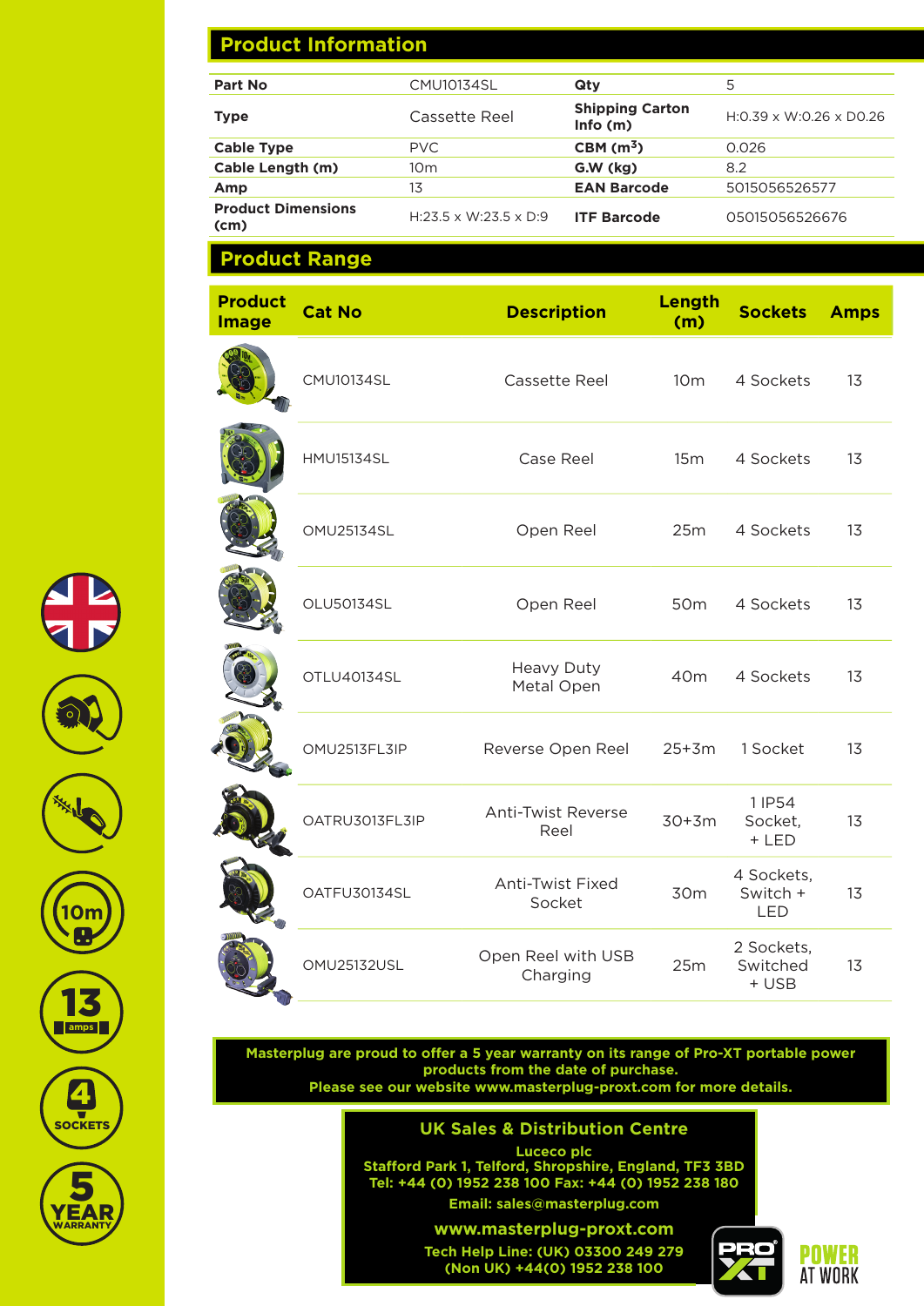## Product Information

| | | | |
|---|---|---|---|
| **Part No** | CMU10134SL | **Qty** | 5 |
| **Type** | Cassette Reel | **Shipping Carton Info (m)** | H:0.39 x W:0.26 x D0.26 |
| **Cable Type** | PVC | **CBM ($m^3$)** | 0.026 |
| **Cable Length (m)** | 10m | **G.W (kg)** | 8.2 |
| **Amp** | 13 | **EAN Barcode** | 5015056526577 |
| **Product Dimensions (cm)** | H:23.5 x W:23.5 x D:9 | **ITF Barcode** | 05015056526676 |

## Product Range

| Product Image | Cat No | Description | Length (m) | Sockets | Amps |
|---|---|---|---|---|---|
| | CMU10134SL | Cassette Reel | 10m | 4 Sockets | 13 |
| | HMU15134SL | Case Reel | 15m | 4 Sockets | 13 |
| | OMU25134SL | Open Reel | 25m | 4 Sockets | 13 |
| | OLU50134SL | Open Reel | 50m | 4 Sockets | 13 |
| | OTLU40134SL | Heavy Duty Metal Open | 40m | 4 Sockets | 13 |
| | OMU2513FL3IP | Reverse Open Reel | 25+3m | 1 Socket | 13 |
| | OATRU3013FL3IP | Anti-Twist Reverse Reel | 30+3m | 1 IP54 Socket, + LED | 13 |
| | OATFU30134SL | Anti-Twist Fixed Socket | 30m | 4 Sockets, Switch + LED | 13 |
| | OMU25132USL | Open Reel with USB Charging | 25m | 2 Sockets, Switched + USB | 13 |

**Masterplug are proud to offer a 5 year warranty on its range of Pro-XT portable power products from the date of purchase.**
**Please see our website www.masterplug-proxt.com for more details.**

### UK Sales & Distribution Centre

**Luceco plc**
**Stafford Park 1, Telford, Shropshire, England, TF3 3BD**
**Tel: +44 (0) 1952 238 100 Fax: +44 (0) 1952 238 180**
**Email: sales@masterplug.com**

**www.masterplug-proxt.com**

**Tech Help Line: (UK) 03300 249 279**
**(Non UK) +44(0) 1952 238 100**

PRO XT POWER AT WORK

10m 13 amps 4 SOCKETS 5 YEAR WARRANTY